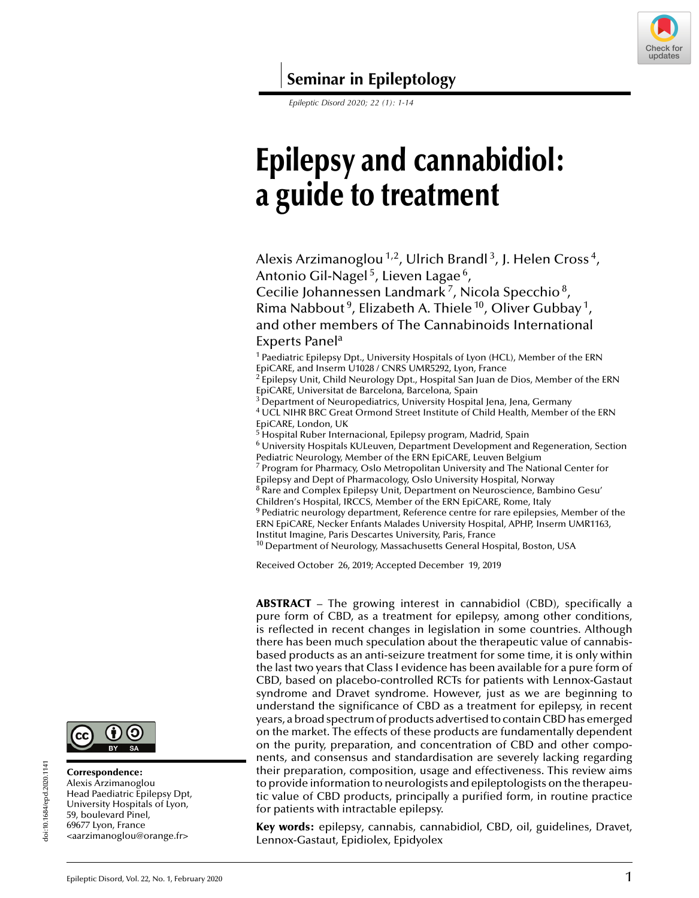Seminar in Epileptology

# Epilepsy and cannabidiol: a guide to treatment

Alexis Arzimanoglou [1,2], Ulrich Brandl [3], J. Helen Cross [4], Antonio Gil-Nagel [5], Lieven Lagae [6], Cecilie Johannessen Landmark [7], Nicola Specchio [8], Rima Nabbout [9], Elizabeth A. Thiele [10], Oliver Gubbay [1], and other members of The Cannabinoids International Experts Panel[a]

[1] Paediatric Epilepsy Dpt., University Hospitals of Lyon (HCL), Member of the ERN EpiCARE, and Inserm U1028 / CNRS UMR5292, Lyon, France
[2] Epilepsy Unit, Child Neurology Dpt., Hospital San Juan de Dios, Member of the ERN EpiCARE, Universitat de Barcelona, Barcelona, Spain
[3] Department of Neuropediatrics, University Hospital Jena, Jena, Germany
[4] UCL NIHR BRC Great Ormond Street Institute of Child Health, Member of the ERN EpiCARE, London, UK
[5] Hospital Ruber Internacional, Epilepsy program, Madrid, Spain
[6] University Hospitals KULeuven, Department Development and Regeneration, Section Pediatric Neurology, Member of the ERN EpiCARE, Leuven Belgium
[7] Program for Pharmacy, Oslo Metropolitan University and The National Center for Epilepsy and Dept of Pharmacology, Oslo University Hospital, Norway
[8] Rare and Complex Epilepsy Unit, Department on Neuroscience, Bambino Gesu' Children's Hospital, IRCCS, Member of the ERN EpiCARE, Rome, Italy
[9] Pediatric neurology department, Reference centre for rare epilepsies, Member of the ERN EpiCARE, Necker Enfants Malades University Hospital, APHP, Inserm UMR1163, Institut Imagine, Paris Descartes University, Paris, France
[10] Department of Neurology, Massachusetts General Hospital, Boston, USA

Received October 26, 2019; Accepted December 19, 2019

**ABSTRACT** – The growing interest in cannabidiol (CBD), specifically a pure form of CBD, as a treatment for epilepsy, among other conditions, is reflected in recent changes in legislation in some countries. Although there has been much speculation about the therapeutic value of cannabis-based products as an anti-seizure treatment for some time, it is only within the last two years that Class I evidence has been available for a pure form of CBD, based on placebo-controlled RCTs for patients with Lennox-Gastaut syndrome and Dravet syndrome. However, just as we are beginning to understand the significance of CBD as a treatment for epilepsy, in recent years, a broad spectrum of products advertised to contain CBD has emerged on the market. The effects of these products are fundamentally dependent on the purity, preparation, and concentration of CBD and other components, and consensus and standardisation are severely lacking regarding their preparation, composition, usage and effectiveness. This review aims to provide information to neurologists and epileptologists on the therapeutic value of CBD products, principally a purified form, in routine practice for patients with intractable epilepsy.

**Key words:** epilepsy, cannabis, cannabidiol, CBD, oil, guidelines, Dravet, Lennox-Gastaut, Epidiolex, Epidyolex

**Correspondence:**
Alexis Arzimanoglou
Head Paediatric Epilepsy Dpt,
University Hospitals of Lyon,
59, boulevard Pinel,
69677 Lyon, France
<aarzimanoglou@orange.fr>

doi:10.1684/epd.2020.1141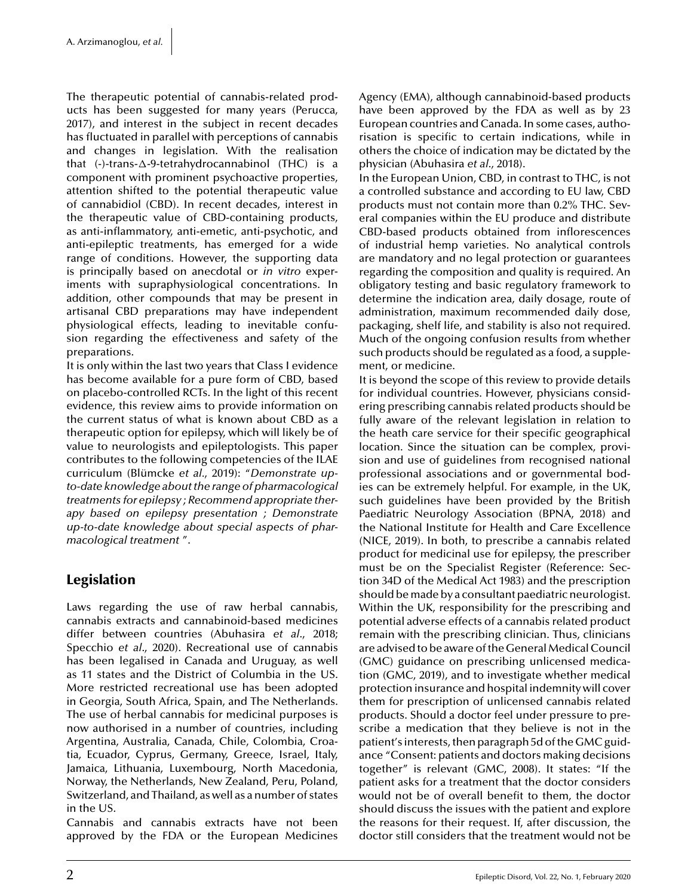The therapeutic potential of cannabis-related products has been suggested for many years (Perucca, 2017), and interest in the subject in recent decades has fluctuated in parallel with perceptions of cannabis and changes in legislation. With the realisation that (-)-trans-Δ-9-tetrahydrocannabinol (THC) is a component with prominent psychoactive properties, attention shifted to the potential therapeutic value of cannabidiol (CBD). In recent decades, interest in the therapeutic value of CBD-containing products, as anti-inflammatory, anti-emetic, anti-psychotic, and anti-epileptic treatments, has emerged for a wide range of conditions. However, the supporting data is principally based on anecdotal or *in vitro* experiments with supraphysiological concentrations. In addition, other compounds that may be present in artisanal CBD preparations may have independent physiological effects, leading to inevitable confusion regarding the effectiveness and safety of the preparations.

It is only within the last two years that Class I evidence has become available for a pure form of CBD, based on placebo-controlled RCTs. In the light of this recent evidence, this review aims to provide information on the current status of what is known about CBD as a therapeutic option for epilepsy, which will likely be of value to neurologists and epileptologists. This paper contributes to the following competencies of the ILAE curriculum (Blümcke *et al*., 2019): "*Demonstrate up-to-date knowledge about the range of pharmacological treatments for epilepsy ; Recommend appropriate therapy based on epilepsy presentation ; Demonstrate up-to-date knowledge about special aspects of pharmacological treatment* ".

## Legislation

Laws regarding the use of raw herbal cannabis, cannabis extracts and cannabinoid-based medicines differ between countries (Abuhasira *et al*., 2018; Specchio *et al*., 2020). Recreational use of cannabis has been legalised in Canada and Uruguay, as well as 11 states and the District of Columbia in the US. More restricted recreational use has been adopted in Georgia, South Africa, Spain, and The Netherlands. The use of herbal cannabis for medicinal purposes is now authorised in a number of countries, including Argentina, Australia, Canada, Chile, Colombia, Croatia, Ecuador, Cyprus, Germany, Greece, Israel, Italy, Jamaica, Lithuania, Luxembourg, North Macedonia, Norway, the Netherlands, New Zealand, Peru, Poland, Switzerland, and Thailand, as well as a number of states in the US.

Cannabis and cannabis extracts have not been approved by the FDA or the European Medicines Agency (EMA), although cannabinoid-based products have been approved by the FDA as well as by 23 European countries and Canada. In some cases, authorisation is specific to certain indications, while in others the choice of indication may be dictated by the physician (Abuhasira *et al*., 2018).

In the European Union, CBD, in contrast to THC, is not a controlled substance and according to EU law, CBD products must not contain more than 0.2% THC. Several companies within the EU produce and distribute CBD-based products obtained from inflorescences of industrial hemp varieties. No analytical controls are mandatory and no legal protection or guarantees regarding the composition and quality is required. An obligatory testing and basic regulatory framework to determine the indication area, daily dosage, route of administration, maximum recommended daily dose, packaging, shelf life, and stability is also not required. Much of the ongoing confusion results from whether such products should be regulated as a food, a supplement, or medicine.

It is beyond the scope of this review to provide details for individual countries. However, physicians considering prescribing cannabis related products should be fully aware of the relevant legislation in relation to the heath care service for their specific geographical location. Since the situation can be complex, provision and use of guidelines from recognised national professional associations and or governmental bodies can be extremely helpful. For example, in the UK, such guidelines have been provided by the British Paediatric Neurology Association (BPNA, 2018) and the National Institute for Health and Care Excellence (NICE, 2019). In both, to prescribe a cannabis related product for medicinal use for epilepsy, the prescriber must be on the Specialist Register (Reference: Section 34D of the Medical Act 1983) and the prescription should be made by a consultant paediatric neurologist. Within the UK, responsibility for the prescribing and potential adverse effects of a cannabis related product remain with the prescribing clinician. Thus, clinicians are advised to be aware of the General Medical Council (GMC) guidance on prescribing unlicensed medication (GMC, 2019), and to investigate whether medical protection insurance and hospital indemnity will cover them for prescription of unlicensed cannabis related products. Should a doctor feel under pressure to prescribe a medication that they believe is not in the patient's interests, then paragraph 5d of the GMC guidance "Consent: patients and doctors making decisions together" is relevant (GMC, 2008). It states: "If the patient asks for a treatment that the doctor considers would not be of overall benefit to them, the doctor should discuss the issues with the patient and explore the reasons for their request. If, after discussion, the doctor still considers that the treatment would not be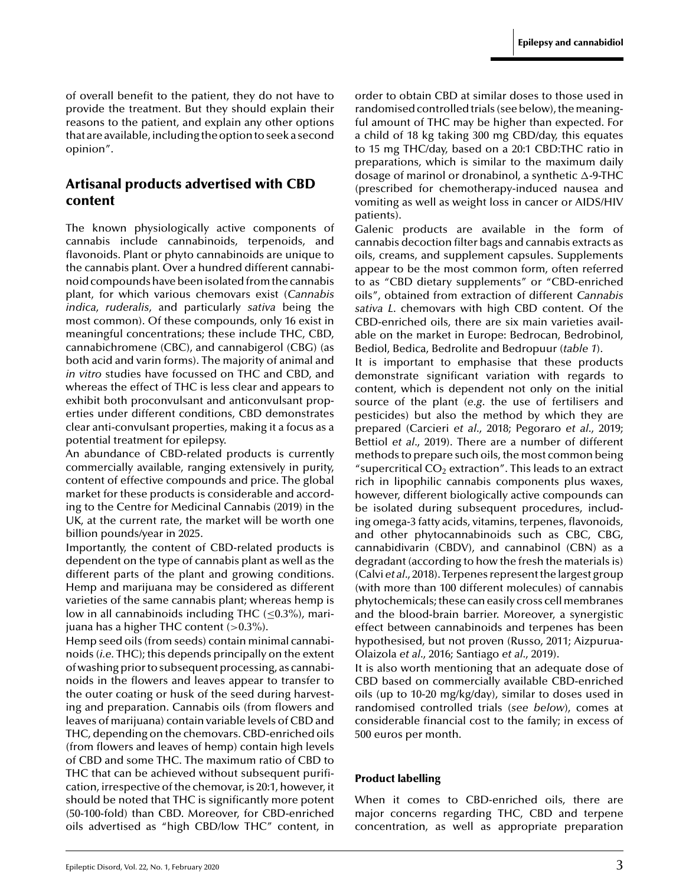of overall benefit to the patient, they do not have to provide the treatment. But they should explain their reasons to the patient, and explain any other options that are available, including the option to seek a second opinion".

## Artisanal products advertised with CBD content

The known physiologically active components of cannabis include cannabinoids, terpenoids, and flavonoids. Plant or phyto cannabinoids are unique to the cannabis plant. Over a hundred different cannabinoid compounds have been isolated from the cannabis plant, for which various chemovars exist (*Cannabis indica*, *ruderalis*, and particularly *sativa* being the most common). Of these compounds, only 16 exist in meaningful concentrations; these include THC, CBD, cannabichromene (CBC), and cannabigerol (CBG) (as both acid and varin forms). The majority of animal and *in vitro* studies have focussed on THC and CBD, and whereas the effect of THC is less clear and appears to exhibit both proconvulsant and anticonvulsant properties under different conditions, CBD demonstrates clear anti-convulsant properties, making it a focus as a potential treatment for epilepsy.

An abundance of CBD-related products is currently commercially available, ranging extensively in purity, content of effective compounds and price. The global market for these products is considerable and according to the Centre for Medicinal Cannabis (2019) in the UK, at the current rate, the market will be worth one billion pounds/year in 2025.

Importantly, the content of CBD-related products is dependent on the type of cannabis plant as well as the different parts of the plant and growing conditions. Hemp and marijuana may be considered as different varieties of the same cannabis plant; whereas hemp is low in all cannabinoids including THC ($\leq$0.3%), marijuana has a higher THC content ($>$0.3%).

Hemp seed oils (from seeds) contain minimal cannabinoids (*i.e.* THC); this depends principally on the extent of washing prior to subsequent processing, as cannabinoids in the flowers and leaves appear to transfer to the outer coating or husk of the seed during harvesting and preparation. Cannabis oils (from flowers and leaves of marijuana) contain variable levels of CBD and THC, depending on the chemovars. CBD-enriched oils (from flowers and leaves of hemp) contain high levels of CBD and some THC. The maximum ratio of CBD to THC that can be achieved without subsequent purification, irrespective of the chemovar, is 20:1, however, it should be noted that THC is significantly more potent (50-100-fold) than CBD. Moreover, for CBD-enriched oils advertised as "high CBD/low THC" content, in order to obtain CBD at similar doses to those used in randomised controlled trials (see below), the meaningful amount of THC may be higher than expected. For a child of 18 kg taking 300 mg CBD/day, this equates to 15 mg THC/day, based on a 20:1 CBD:THC ratio in preparations, which is similar to the maximum daily dosage of marinol or dronabinol, a synthetic $\Delta$-9-THC (prescribed for chemotherapy-induced nausea and vomiting as well as weight loss in cancer or AIDS/HIV patients).

Galenic products are available in the form of cannabis decoction filter bags and cannabis extracts as oils, creams, and supplement capsules. Supplements appear to be the most common form, often referred to as "CBD dietary supplements" or "CBD-enriched oils", obtained from extraction of different *Cannabis sativa L.* chemovars with high CBD content. Of the CBD-enriched oils, there are six main varieties available on the market in Europe: Bedrocan, Bedrobinol, Bediol, Bedica, Bedrolite and Bedropuur (*table 1*).

It is important to emphasise that these products demonstrate significant variation with regards to content, which is dependent not only on the initial source of the plant (*e.g.* the use of fertilisers and pesticides) but also the method by which they are prepared (Carcieri *et al.*, 2018; Pegoraro *et al.*, 2019; Bettiol *et al.*, 2019). There are a number of different methods to prepare such oils, the most common being "supercritical $CO_2$ extraction". This leads to an extract rich in lipophilic cannabis components plus waxes, however, different biologically active compounds can be isolated during subsequent procedures, including omega-3 fatty acids, vitamins, terpenes, flavonoids, and other phytocannabinoids such as CBC, CBG, cannabidivarin (CBDV), and cannabinol (CBN) as a degradant (according to how the fresh the materials is) (Calvi *et al.*, 2018). Terpenes represent the largest group (with more than 100 different molecules) of cannabis phytochemicals; these can easily cross cell membranes and the blood-brain barrier. Moreover, a synergistic effect between cannabinoids and terpenes has been hypothesised, but not proven (Russo, 2011; Aizpurua-Olaizola *et al.*, 2016; Santiago *et al.*, 2019).

It is also worth mentioning that an adequate dose of CBD based on commercially available CBD-enriched oils (up to 10-20 mg/kg/day), similar to doses used in randomised controlled trials (*see below*), comes at considerable financial cost to the family; in excess of 500 euros per month.

### Product labelling

When it comes to CBD-enriched oils, there are major concerns regarding THC, CBD and terpene concentration, as well as appropriate preparation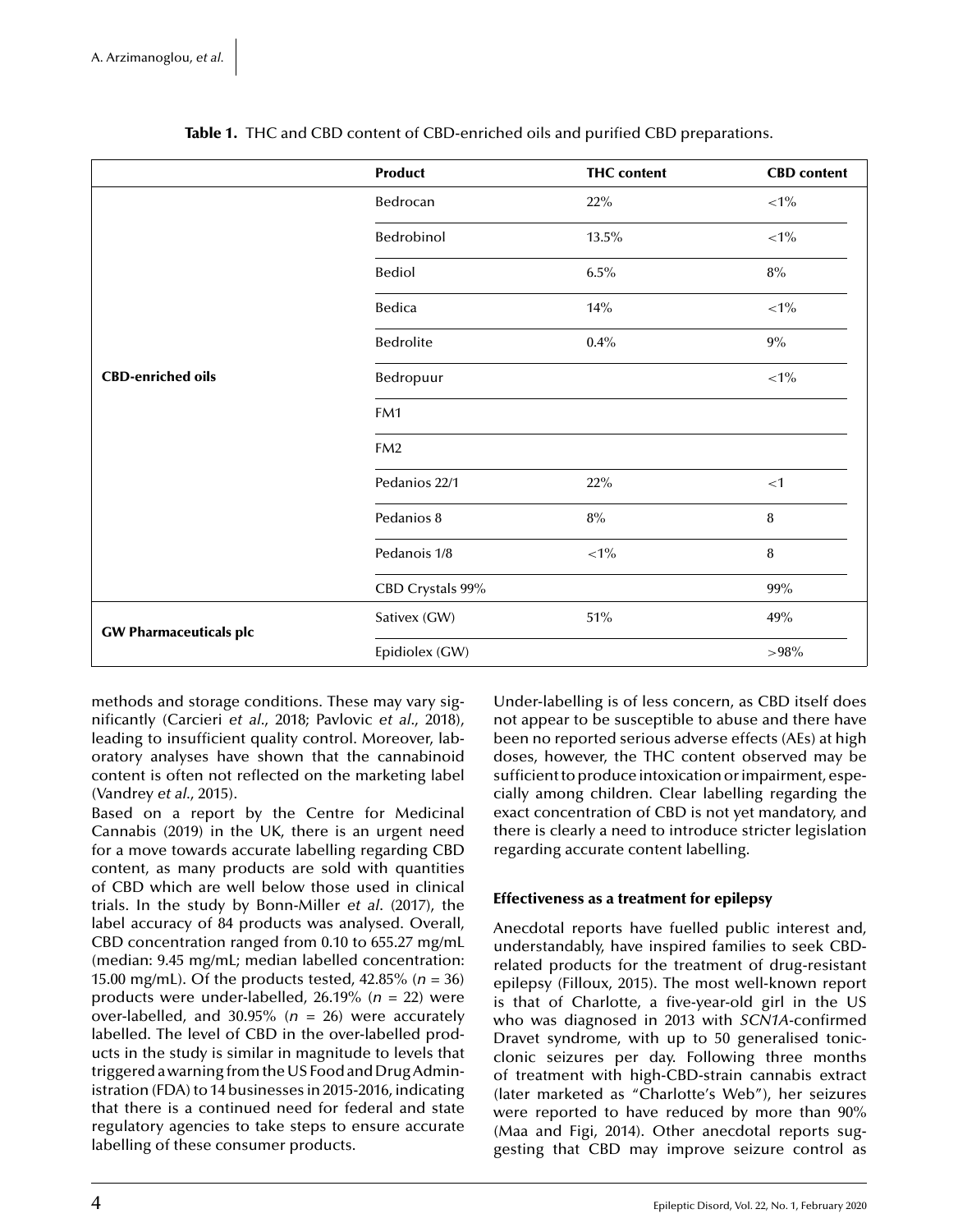**Table 1.** THC and CBD content of CBD-enriched oils and purified CBD preparations.

| | Product | THC content | CBD content |
|---|---|---|---|
| CBD-enriched oils | Bedrocan | 22% | <1% |
| | Bedrobinol | 13.5% | <1% |
| | Bediol | 6.5% | 8% |
| | Bedica | 14% | <1% |
| | Bedrolite | 0.4% | 9% |
| | Bedropuur | | <1% |
| | FM1 | | |
| | FM2 | | |
| | Pedanios 22/1 | 22% | <1 |
| | Pedanios 8 | 8% | 8 |
| | Pedanois 1/8 | <1% | 8 |
| | CBD Crystals 99% | | 99% |
| GW Pharmaceuticals plc | Sativex (GW) | 51% | 49% |
| | Epidiolex (GW) | | >98% |

methods and storage conditions. These may vary significantly (Carcieri *et al*., 2018; Pavlovic *et al*., 2018), leading to insufficient quality control. Moreover, laboratory analyses have shown that the cannabinoid content is often not reflected on the marketing label (Vandrey *et al*., 2015).

Based on a report by the Centre for Medicinal Cannabis (2019) in the UK, there is an urgent need for a move towards accurate labelling regarding CBD content, as many products are sold with quantities of CBD which are well below those used in clinical trials. In the study by Bonn-Miller *et al*. (2017), the label accuracy of 84 products was analysed. Overall, CBD concentration ranged from 0.10 to 655.27 mg/mL (median: 9.45 mg/mL; median labelled concentration: 15.00 mg/mL). Of the products tested, 42.85% ($n$ = 36) products were under-labelled, 26.19% ($n$ = 22) were over-labelled, and 30.95% ($n$ = 26) were accurately labelled. The level of CBD in the over-labelled products in the study is similar in magnitude to levels that triggered a warning from the US Food and Drug Administration (FDA) to 14 businesses in 2015-2016, indicating that there is a continued need for federal and state regulatory agencies to take steps to ensure accurate labelling of these consumer products.

Under-labelling is of less concern, as CBD itself does not appear to be susceptible to abuse and there have been no reported serious adverse effects (AEs) at high doses, however, the THC content observed may be sufficient to produce intoxication or impairment, especially among children. Clear labelling regarding the exact concentration of CBD is not yet mandatory, and there is clearly a need to introduce stricter legislation regarding accurate content labelling.

### Effectiveness as a treatment for epilepsy

Anecdotal reports have fuelled public interest and, understandably, have inspired families to seek CBD-related products for the treatment of drug-resistant epilepsy (Filloux, 2015). The most well-known report is that of Charlotte, a five-year-old girl in the US who was diagnosed in 2013 with *SCN1A*-confirmed Dravet syndrome, with up to 50 generalised tonic-clonic seizures per day. Following three months of treatment with high-CBD-strain cannabis extract (later marketed as "Charlotte's Web"), her seizures were reported to have reduced by more than 90% (Maa and Figi, 2014). Other anecdotal reports suggesting that CBD may improve seizure control as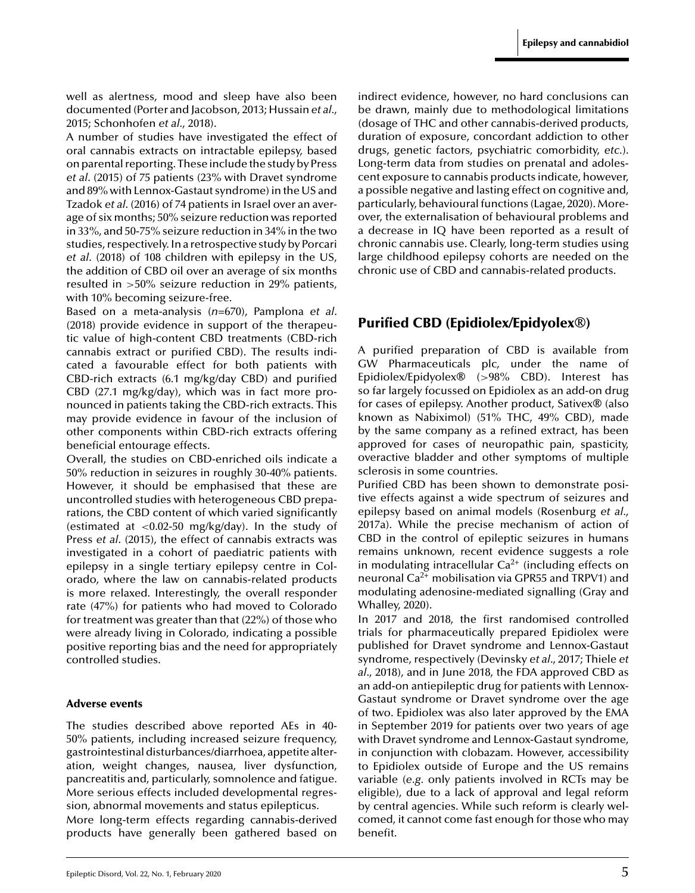well as alertness, mood and sleep have also been documented (Porter and Jacobson, 2013; Hussain *et al*., 2015; Schonhofen *et al*., 2018).

A number of studies have investigated the effect of oral cannabis extracts on intractable epilepsy, based on parental reporting. These include the study by Press *et al*. (2015) of 75 patients (23% with Dravet syndrome and 89% with Lennox-Gastaut syndrome) in the US and Tzadok *et al*. (2016) of 74 patients in Israel over an average of six months; 50% seizure reduction was reported in 33%, and 50-75% seizure reduction in 34% in the two studies, respectively. In a retrospective study by Porcari *et al*. (2018) of 108 children with epilepsy in the US, the addition of CBD oil over an average of six months resulted in >50% seizure reduction in 29% patients, with 10% becoming seizure-free.

Based on a meta-analysis (*n*=670), Pamplona *et al*. (2018) provide evidence in support of the therapeutic value of high-content CBD treatments (CBD-rich cannabis extract or purified CBD). The results indicated a favourable effect for both patients with CBD-rich extracts (6.1 mg/kg/day CBD) and purified CBD (27.1 mg/kg/day), which was in fact more pronounced in patients taking the CBD-rich extracts. This may provide evidence in favour of the inclusion of other components within CBD-rich extracts offering beneficial entourage effects.

Overall, the studies on CBD-enriched oils indicate a 50% reduction in seizures in roughly 30-40% patients. However, it should be emphasised that these are uncontrolled studies with heterogeneous CBD preparations, the CBD content of which varied significantly (estimated at <0.02-50 mg/kg/day). In the study of Press *et al*. (2015), the effect of cannabis extracts was investigated in a cohort of paediatric patients with epilepsy in a single tertiary epilepsy centre in Colorado, where the law on cannabis-related products is more relaxed. Interestingly, the overall responder rate (47%) for patients who had moved to Colorado for treatment was greater than that (22%) of those who were already living in Colorado, indicating a possible positive reporting bias and the need for appropriately controlled studies.

### Adverse events

The studies described above reported AEs in 40-50% patients, including increased seizure frequency, gastrointestinal disturbances/diarrhoea, appetite alteration, weight changes, nausea, liver dysfunction, pancreatitis and, particularly, somnolence and fatigue. More serious effects included developmental regression, abnormal movements and status epilepticus.

More long-term effects regarding cannabis-derived products have generally been gathered based on indirect evidence, however, no hard conclusions can be drawn, mainly due to methodological limitations (dosage of THC and other cannabis-derived products, duration of exposure, concordant addiction to other drugs, genetic factors, psychiatric comorbidity, *etc*.). Long-term data from studies on prenatal and adolescent exposure to cannabis products indicate, however, a possible negative and lasting effect on cognitive and, particularly, behavioural functions (Lagae, 2020). Moreover, the externalisation of behavioural problems and a decrease in IQ have been reported as a result of chronic cannabis use. Clearly, long-term studies using large childhood epilepsy cohorts are needed on the chronic use of CBD and cannabis-related products.

## Purified CBD (Epidiolex/Epidyolex®)

A purified preparation of CBD is available from GW Pharmaceuticals plc, under the name of Epidiolex/Epidyolex® (>98% CBD). Interest has so far largely focussed on Epidiolex as an add-on drug for cases of epilepsy. Another product, Sativex® (also known as Nabiximol) (51% THC, 49% CBD), made by the same company as a refined extract, has been approved for cases of neuropathic pain, spasticity, overactive bladder and other symptoms of multiple sclerosis in some countries.

Purified CBD has been shown to demonstrate positive effects against a wide spectrum of seizures and epilepsy based on animal models (Rosenburg *et al*., 2017a). While the precise mechanism of action of CBD in the control of epileptic seizures in humans remains unknown, recent evidence suggests a role in modulating intracellular $Ca^{2+}$ (including effects on neuronal $Ca^{2+}$ mobilisation via GPR55 and TRPV1) and modulating adenosine-mediated signalling (Gray and Whalley, 2020).

In 2017 and 2018, the first randomised controlled trials for pharmaceutically prepared Epidiolex were published for Dravet syndrome and Lennox-Gastaut syndrome, respectively (Devinsky *et al*., 2017; Thiele *et al*., 2018), and in June 2018, the FDA approved CBD as an add-on antiepileptic drug for patients with Lennox-Gastaut syndrome or Dravet syndrome over the age of two. Epidiolex was also later approved by the EMA in September 2019 for patients over two years of age with Dravet syndrome and Lennox-Gastaut syndrome, in conjunction with clobazam. However, accessibility to Epidiolex outside of Europe and the US remains variable (*e.g.* only patients involved in RCTs may be eligible), due to a lack of approval and legal reform by central agencies. While such reform is clearly welcomed, it cannot come fast enough for those who may benefit.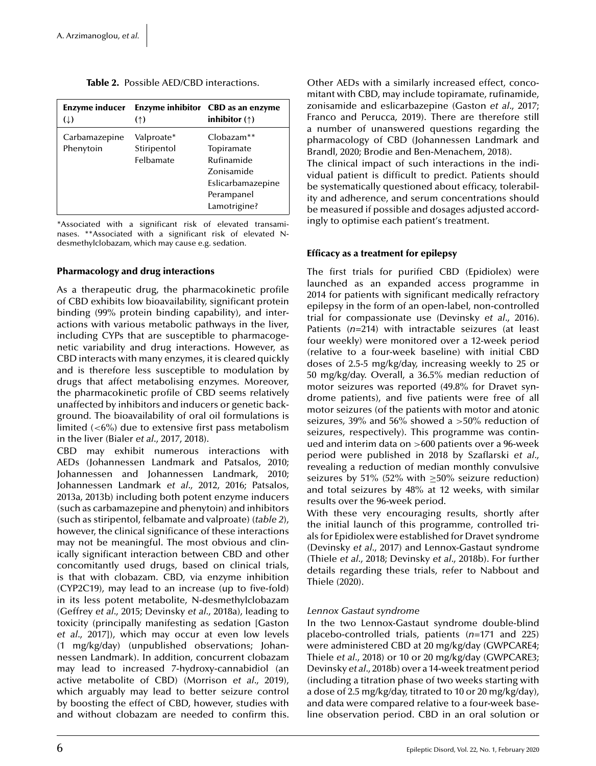**Table 2.** Possible AED/CBD interactions.

| Enzyme inducer (↓) | Enzyme inhibitor (↑) | CBD as an enzyme inhibitor (↑) |
| --- | --- | --- |
| Carbamazepine | Valproate* | Clobazam** |
| Phenytoin | Stiripentol | Topiramate |
| | Felbamate | Rufinamide |
| | | Zonisamide |
| | | Eslicarbamazepine |
| | | Perampanel |
| | | Lamotrigine? |

*Associated with a significant risk of elevated transaminases. **Associated with a significant risk of elevated N-desmethylclobazam, which may cause e.g. sedation.

### Pharmacology and drug interactions

As a therapeutic drug, the pharmacokinetic profile of CBD exhibits low bioavailability, significant protein binding (99% protein binding capability), and interactions with various metabolic pathways in the liver, including CYPs that are susceptible to pharmacogenetic variability and drug interactions. However, as CBD interacts with many enzymes, it is cleared quickly and is therefore less susceptible to modulation by drugs that affect metabolising enzymes. Moreover, the pharmacokinetic profile of CBD seems relatively unaffected by inhibitors and inducers or genetic background. The bioavailability of oral oil formulations is limited (<6%) due to extensive first pass metabolism in the liver (Bialer *et al*., 2017, 2018).

CBD may exhibit numerous interactions with AEDs (Johannessen Landmark and Patsalos, 2010; Johannessen and Johannessen Landmark, 2010; Johannessen Landmark *et al*., 2012, 2016; Patsalos, 2013a, 2013b) including both potent enzyme inducers (such as carbamazepine and phenytoin) and inhibitors (such as stiripentol, felbamate and valproate) (*table 2*), however, the clinical significance of these interactions may not be meaningful. The most obvious and clinically significant interaction between CBD and other concomitantly used drugs, based on clinical trials, is that with clobazam. CBD, via enzyme inhibition (CYP2C19), may lead to an increase (up to five-fold) in its less potent metabolite, N-desmethylclobazam (Geffrey *et al*., 2015; Devinsky *et al*., 2018a), leading to toxicity (principally manifesting as sedation [Gaston *et al*., 2017]), which may occur at even low levels (1 mg/kg/day) (unpublished observations; Johannessen Landmark). In addition, concurrent clobazam may lead to increased 7-hydroxy-cannabidiol (an active metabolite of CBD) (Morrison *et al*., 2019), which arguably may lead to better seizure control by boosting the effect of CBD, however, studies with and without clobazam are needed to confirm this. Other AEDs with a similarly increased effect, concomitant with CBD, may include topiramate, rufinamide, zonisamide and eslicarbazepine (Gaston *et al*., 2017; Franco and Perucca, 2019). There are therefore still a number of unanswered questions regarding the pharmacology of CBD (Johannessen Landmark and Brandl, 2020; Brodie and Ben-Menachem, 2018).

The clinical impact of such interactions in the individual patient is difficult to predict. Patients should be systematically questioned about efficacy, tolerability and adherence, and serum concentrations should be measured if possible and dosages adjusted accordingly to optimise each patient's treatment.

### Efficacy as a treatment for epilepsy

The first trials for purified CBD (Epidiolex) were launched as an expanded access programme in 2014 for patients with significant medically refractory epilepsy in the form of an open-label, non-controlled trial for compassionate use (Devinsky *et al*., 2016). Patients (*n*=214) with intractable seizures (at least four weekly) were monitored over a 12-week period (relative to a four-week baseline) with initial CBD doses of 2.5-5 mg/kg/day, increasing weekly to 25 or 50 mg/kg/day. Overall, a 36.5% median reduction of motor seizures was reported (49.8% for Dravet syndrome patients), and five patients were free of all motor seizures (of the patients with motor and atonic seizures, 39% and 56% showed a >50% reduction of seizures, respectively). This programme was continued and interim data on >600 patients over a 96-week period were published in 2018 by Szaflarski *et al*., revealing a reduction of median monthly convulsive seizures by 51% (52% with ≥50% seizure reduction) and total seizures by 48% at 12 weeks, with similar results over the 96-week period.

With these very encouraging results, shortly after the initial launch of this programme, controlled trials for Epidiolex were established for Dravet syndrome (Devinsky *et al*., 2017) and Lennox-Gastaut syndrome (Thiele *et al*., 2018; Devinsky *et al*., 2018b). For further details regarding these trials, refer to Nabbout and Thiele (2020).

#### *Lennox Gastaut syndrome*

In the two Lennox-Gastaut syndrome double-blind placebo-controlled trials, patients (*n*=171 and 225) were administered CBD at 20 mg/kg/day (GWPCARE4; Thiele *et al*., 2018) or 10 or 20 mg/kg/day (GWPCARE3; Devinsky *et al*., 2018b) over a 14-week treatment period (including a titration phase of two weeks starting with a dose of 2.5 mg/kg/day, titrated to 10 or 20 mg/kg/day), and data were compared relative to a four-week baseline observation period. CBD in an oral solution or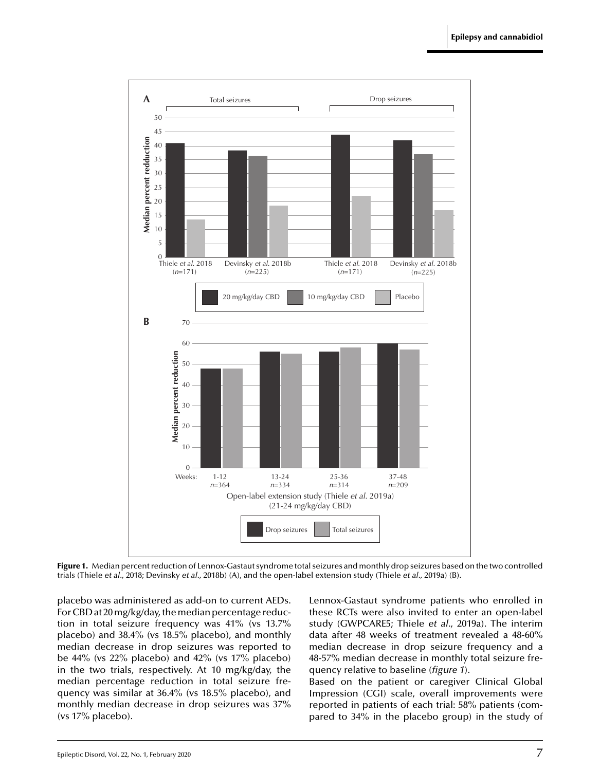**Figure 1.** Median percent reduction of Lennox-Gastaut syndrome total seizures and monthly drop seizures based on the two controlled trials (Thiele *et al*., 2018; Devinsky *et al*., 2018b) (A), and the open-label extension study (Thiele *et al*., 2019a) (B).

placebo was administered as add-on to current AEDs. For CBD at 20 mg/kg/day, the median percentage reduction in total seizure frequency was 41% (vs 13.7% placebo) and 38.4% (vs 18.5% placebo), and monthly median decrease in drop seizures was reported to be 44% (vs 22% placebo) and 42% (vs 17% placebo) in the two trials, respectively. At 10 mg/kg/day, the median percentage reduction in total seizure frequency was similar at 36.4% (vs 18.5% placebo), and monthly median decrease in drop seizures was 37% (vs 17% placebo).

Lennox-Gastaut syndrome patients who enrolled in these RCTs were also invited to enter an open-label study (GWPCARE5; Thiele *et al*., 2019a). The interim data after 48 weeks of treatment revealed a 48-60% median decrease in drop seizure frequency and a 48-57% median decrease in monthly total seizure frequency relative to baseline (*figure 1*).

Based on the patient or caregiver Clinical Global Impression (CGI) scale, overall improvements were reported in patients of each trial: 58% patients (compared to 34% in the placebo group) in the study of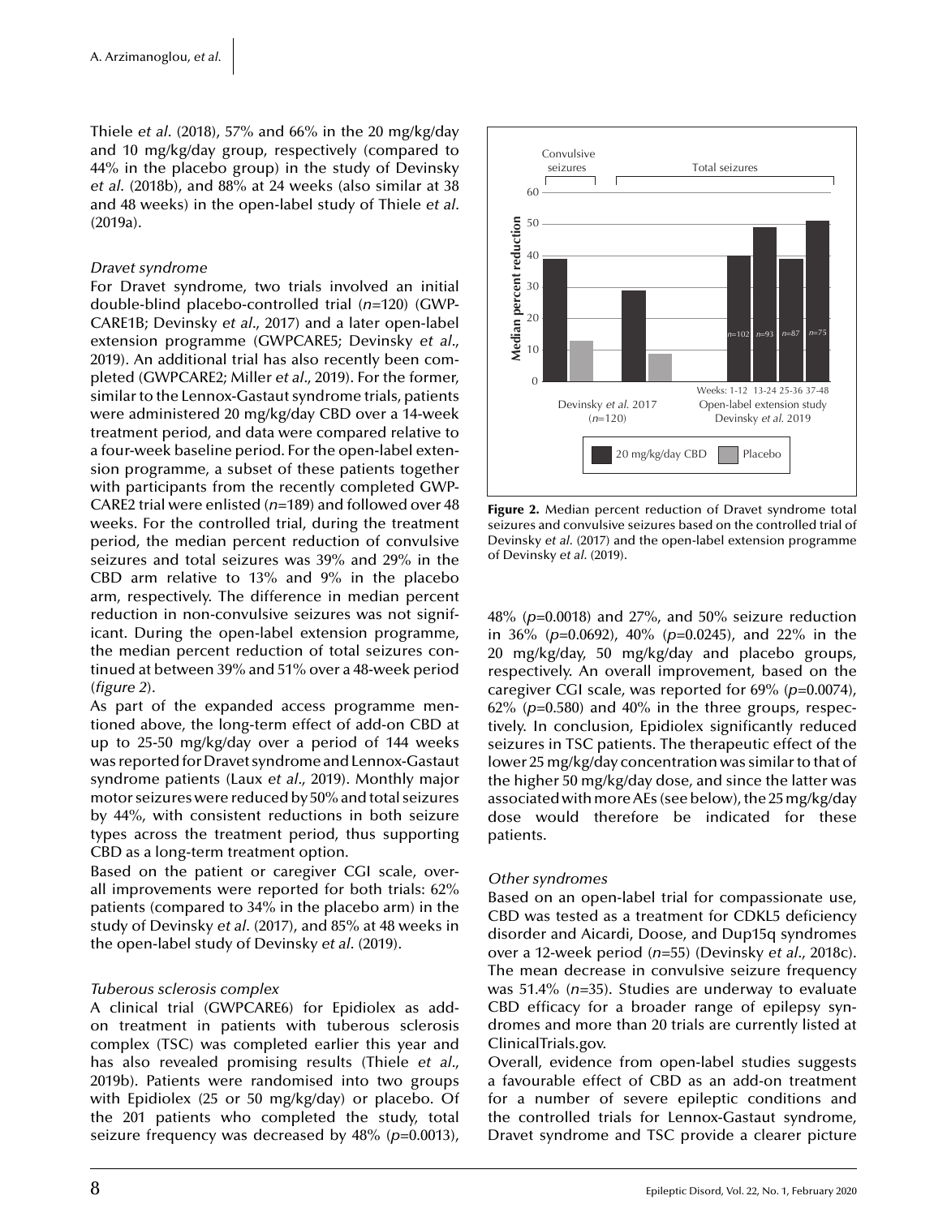Thiele *et al*. (2018), 57% and 66% in the 20 mg/kg/day and 10 mg/kg/day group, respectively (compared to 44% in the placebo group) in the study of Devinsky *et al*. (2018b), and 88% at 24 weeks (also similar at 38 and 48 weeks) in the open-label study of Thiele *et al*. (2019a).

### *Dravet syndrome*

For Dravet syndrome, two trials involved an initial double-blind placebo-controlled trial ($n$=120) (GWPCARE1B; Devinsky *et al*., 2017) and a later open-label extension programme (GWPCARE5; Devinsky *et al*., 2019). An additional trial has also recently been completed (GWPCARE2; Miller *et al*., 2019). For the former, similar to the Lennox-Gastaut syndrome trials, patients were administered 20 mg/kg/day CBD over a 14-week treatment period, and data were compared relative to a four-week baseline period. For the open-label extension programme, a subset of these patients together with participants from the recently completed GWPCARE2 trial were enlisted ($n$=189) and followed over 48 weeks. For the controlled trial, during the treatment period, the median percent reduction of convulsive seizures and total seizures was 39% and 29% in the CBD arm relative to 13% and 9% in the placebo arm, respectively. The difference in median percent reduction in non-convulsive seizures was not significant. During the open-label extension programme, the median percent reduction of total seizures continued at between 39% and 51% over a 48-week period (*figure 2*).

As part of the expanded access programme mentioned above, the long-term effect of add-on CBD at up to 25-50 mg/kg/day over a period of 144 weeks was reported for Dravet syndrome and Lennox-Gastaut syndrome patients (Laux *et al*., 2019). Monthly major motor seizures were reduced by 50% and total seizures by 44%, with consistent reductions in both seizure types across the treatment period, thus supporting CBD as a long-term treatment option.

Based on the patient or caregiver CGI scale, overall improvements were reported for both trials: 62% patients (compared to 34% in the placebo arm) in the study of Devinsky *et al*. (2017), and 85% at 48 weeks in the open-label study of Devinsky *et al*. (2019).

**Figure 2.** Median percent reduction of Dravet syndrome total seizures and convulsive seizures based on the controlled trial of Devinsky *et al*. (2017) and the open-label extension programme of Devinsky *et al*. (2019).

### *Tuberous sclerosis complex*

A clinical trial (GWPCARE6) for Epidiolex as add-on treatment in patients with tuberous sclerosis complex (TSC) was completed earlier this year and has also revealed promising results (Thiele *et al*., 2019b). Patients were randomised into two groups with Epidiolex (25 or 50 mg/kg/day) or placebo. Of the 201 patients who completed the study, total seizure frequency was decreased by 48% ($p$=0.0013), 48% ($p$=0.0018) and 27%, and 50% seizure reduction in 36% ($p$=0.0692), 40% ($p$=0.0245), and 22% in the 20 mg/kg/day, 50 mg/kg/day and placebo groups, respectively. An overall improvement, based on the caregiver CGI scale, was reported for 69% ($p$=0.0074), 62% ($p$=0.580) and 40% in the three groups, respectively. In conclusion, Epidiolex significantly reduced seizures in TSC patients. The therapeutic effect of the lower 25 mg/kg/day concentration was similar to that of the higher 50 mg/kg/day dose, and since the latter was associated with more AEs (see below), the 25 mg/kg/day dose would therefore be indicated for these patients.

### *Other syndromes*

Based on an open-label trial for compassionate use, CBD was tested as a treatment for CDKL5 deficiency disorder and Aicardi, Doose, and Dup15q syndromes over a 12-week period ($n$=55) (Devinsky *et al*., 2018c). The mean decrease in convulsive seizure frequency was 51.4% ($n$=35). Studies are underway to evaluate CBD efficacy for a broader range of epilepsy syndromes and more than 20 trials are currently listed at ClinicalTrials.gov.

Overall, evidence from open-label studies suggests a favourable effect of CBD as an add-on treatment for a number of severe epileptic conditions and the controlled trials for Lennox-Gastaut syndrome, Dravet syndrome and TSC provide a clearer picture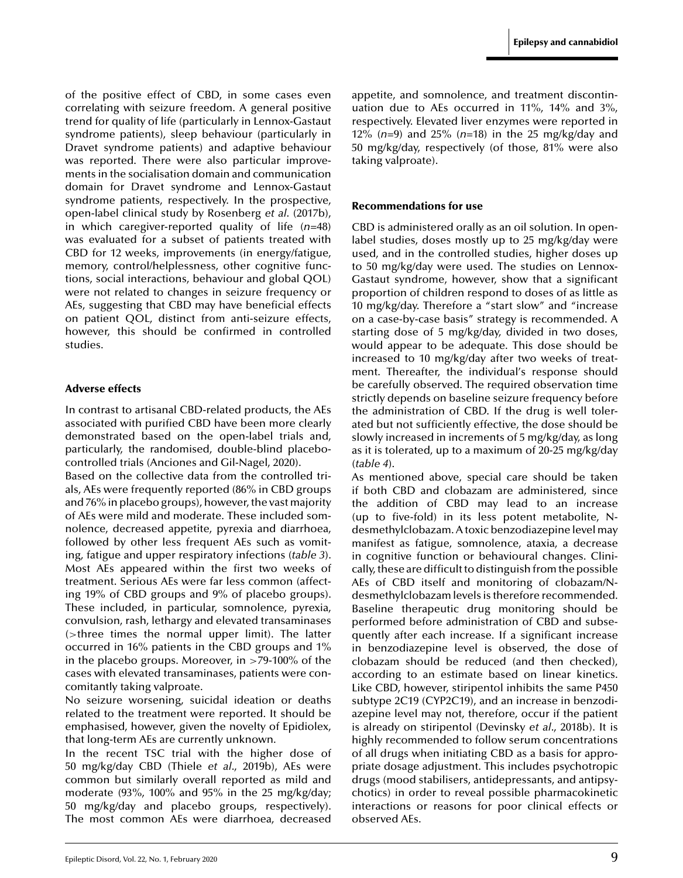of the positive effect of CBD, in some cases even correlating with seizure freedom. A general positive trend for quality of life (particularly in Lennox-Gastaut syndrome patients), sleep behaviour (particularly in Dravet syndrome patients) and adaptive behaviour was reported. There were also particular improvements in the socialisation domain and communication domain for Dravet syndrome and Lennox-Gastaut syndrome patients, respectively. In the prospective, open-label clinical study by Rosenberg *et al.* (2017b), in which caregiver-reported quality of life (*n*=48) was evaluated for a subset of patients treated with CBD for 12 weeks, improvements (in energy/fatigue, memory, control/helplessness, other cognitive functions, social interactions, behaviour and global QOL) were not related to changes in seizure frequency or AEs, suggesting that CBD may have beneficial effects on patient QOL, distinct from anti-seizure effects, however, this should be confirmed in controlled studies.

### Adverse effects

In contrast to artisanal CBD-related products, the AEs associated with purified CBD have been more clearly demonstrated based on the open-label trials and, particularly, the randomised, double-blind placebo-controlled trials (Anciones and Gil-Nagel, 2020).

Based on the collective data from the controlled trials, AEs were frequently reported (86% in CBD groups and 76% in placebo groups), however, the vast majority of AEs were mild and moderate. These included somnolence, decreased appetite, pyrexia and diarrhoea, followed by other less frequent AEs such as vomiting, fatigue and upper respiratory infections (*table 3*). Most AEs appeared within the first two weeks of treatment. Serious AEs were far less common (affecting 19% of CBD groups and 9% of placebo groups). These included, in particular, somnolence, pyrexia, convulsion, rash, lethargy and elevated transaminases (>three times the normal upper limit). The latter occurred in 16% patients in the CBD groups and 1% in the placebo groups. Moreover, in >79-100% of the cases with elevated transaminases, patients were concomitantly taking valproate.

No seizure worsening, suicidal ideation or deaths related to the treatment were reported. It should be emphasised, however, given the novelty of Epidiolex, that long-term AEs are currently unknown.

In the recent TSC trial with the higher dose of 50 mg/kg/day CBD (Thiele *et al.*, 2019b), AEs were common but similarly overall reported as mild and moderate (93%, 100% and 95% in the 25 mg/kg/day; 50 mg/kg/day and placebo groups, respectively). The most common AEs were diarrhoea, decreased appetite, and somnolence, and treatment discontinuation due to AEs occurred in 11%, 14% and 3%, respectively. Elevated liver enzymes were reported in 12% (*n*=9) and 25% (*n*=18) in the 25 mg/kg/day and 50 mg/kg/day, respectively (of those, 81% were also taking valproate).

### Recommendations for use

CBD is administered orally as an oil solution. In open-label studies, doses mostly up to 25 mg/kg/day were used, and in the controlled studies, higher doses up to 50 mg/kg/day were used. The studies on Lennox-Gastaut syndrome, however, show that a significant proportion of children respond to doses of as little as 10 mg/kg/day. Therefore a "start slow" and "increase on a case-by-case basis" strategy is recommended. A starting dose of 5 mg/kg/day, divided in two doses, would appear to be adequate. This dose should be increased to 10 mg/kg/day after two weeks of treatment. Thereafter, the individual's response should be carefully observed. The required observation time strictly depends on baseline seizure frequency before the administration of CBD. If the drug is well tolerated but not sufficiently effective, the dose should be slowly increased in increments of 5 mg/kg/day, as long as it is tolerated, up to a maximum of 20-25 mg/kg/day (*table 4*).

As mentioned above, special care should be taken if both CBD and clobazam are administered, since the addition of CBD may lead to an increase (up to five-fold) in its less potent metabolite, N-desmethylclobazam. A toxic benzodiazepine level may manifest as fatigue, somnolence, ataxia, a decrease in cognitive function or behavioural changes. Clinically, these are difficult to distinguish from the possible AEs of CBD itself and monitoring of clobazam/N-desmethylclobazam levels is therefore recommended. Baseline therapeutic drug monitoring should be performed before administration of CBD and subsequently after each increase. If a significant increase in benzodiazepine level is observed, the dose of clobazam should be reduced (and then checked), according to an estimate based on linear kinetics. Like CBD, however, stiripentol inhibits the same P450 subtype 2C19 (CYP2C19), and an increase in benzodiazepine level may not, therefore, occur if the patient is already on stiripentol (Devinsky *et al.*, 2018b). It is highly recommended to follow serum concentrations of all drugs when initiating CBD as a basis for appropriate dosage adjustment. This includes psychotropic drugs (mood stabilisers, antidepressants, and antipsychotics) in order to reveal possible pharmacokinetic interactions or reasons for poor clinical effects or observed AEs.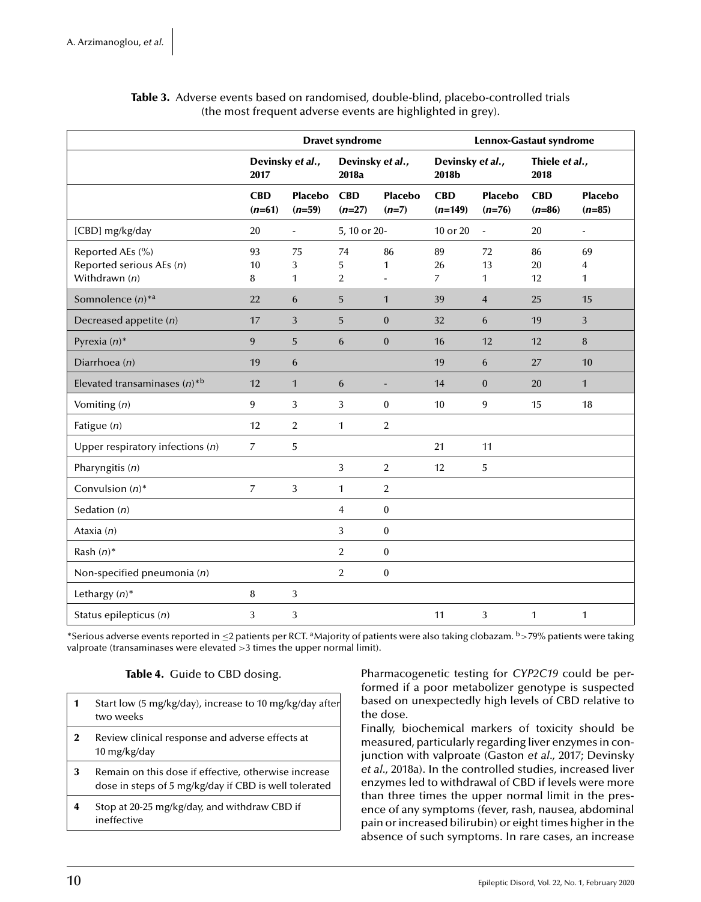**Table 3.** Adverse events based on randomised, double-blind, placebo-controlled trials (the most frequent adverse events are highlighted in grey).

| | **Dravet syndrome** | | | | **Lennox-Gastaut syndrome** | | | |
|---|---|---|---|---|---|---|---|---|
| | **Devinsky *et al.*, 2017** | | **Devinsky *et al.*, 2018a** | | **Devinsky *et al.*, 2018b** | | **Thiele *et al.*, 2018** | |
| | **CBD (*n*=61)** | **Placebo (*n*=59)** | **CBD (*n*=27)** | **Placebo (*n*=7)** | **CBD (*n*=149)** | **Placebo (*n*=76)** | **CBD (*n*=86)** | **Placebo (*n*=85)** |
| [CBD] mg/kg/day | 20 | - | 5, 10 or 20- | | 10 or 20 | - | 20 | - |
| Reported AEs (%) | 93 | 75 | 74 | 86 | 89 | 72 | 86 | 69 |
| Reported serious AEs (*n*) | 10 | 3 | 5 | 1 | 26 | 13 | 20 | 4 |
| Withdrawn (*n*) | 8 | 1 | 2 | - | 7 | 1 | 12 | 1 |
| Somnolence (*n*)*[a] | 22 | 6 | 5 | 1 | 39 | 4 | 25 | 15 |
| Decreased appetite (*n*) | 17 | 3 | 5 | 0 | 32 | 6 | 19 | 3 |
| Pyrexia (*n*)* | 9 | 5 | 6 | 0 | 16 | 12 | 12 | 8 |
| Diarrhoea (*n*) | 19 | 6 | | | 19 | 6 | 27 | 10 |
| Elevated transaminases (*n*)*[b] | 12 | 1 | 6 | - | 14 | 0 | 20 | 1 |
| Vomiting (*n*) | 9 | 3 | 3 | 0 | 10 | 9 | 15 | 18 |
| Fatigue (*n*) | 12 | 2 | 1 | 2 | | | | |
| Upper respiratory infections (*n*) | 7 | 5 | | | 21 | 11 | | |
| Pharyngitis (*n*) | | | 3 | 2 | 12 | 5 | | |
| Convulsion (*n*)* | 7 | 3 | 1 | 2 | | | | |
| Sedation (*n*) | | | 4 | 0 | | | | |
| Ataxia (*n*) | | | 3 | 0 | | | | |
| Rash (*n*)* | | | 2 | 0 | | | | |
| Non-specified pneumonia (*n*) | | | 2 | 0 | | | | |
| Lethargy (*n*)* | 8 | 3 | | | | | | |
| Status epilepticus (*n*) | 3 | 3 | | | 11 | 3 | 1 | 1 |

*Serious adverse events reported in ≤2 patients per RCT. [a]Majority of patients were also taking clobazam. [b]>79% patients were taking valproate (transaminases were elevated >3 times the upper normal limit).

**Table 4.** Guide to CBD dosing.

| | |
|---|---|
| **1** | Start low (5 mg/kg/day), increase to 10 mg/kg/day after two weeks |
| **2** | Review clinical response and adverse effects at 10 mg/kg/day |
| **3** | Remain on this dose if effective, otherwise increase dose in steps of 5 mg/kg/day if CBD is well tolerated |
| **4** | Stop at 20-25 mg/kg/day, and withdraw CBD if ineffective |

Pharmacogenetic testing for *CYP2C19* could be performed if a poor metabolizer genotype is suspected based on unexpectedly high levels of CBD relative to the dose.

Finally, biochemical markers of toxicity should be measured, particularly regarding liver enzymes in conjunction with valproate (Gaston *et al*., 2017; Devinsky *et al*., 2018a). In the controlled studies, increased liver enzymes led to withdrawal of CBD if levels were more than three times the upper normal limit in the presence of any symptoms (fever, rash, nausea, abdominal pain or increased bilirubin) or eight times higher in the absence of such symptoms. In rare cases, an increase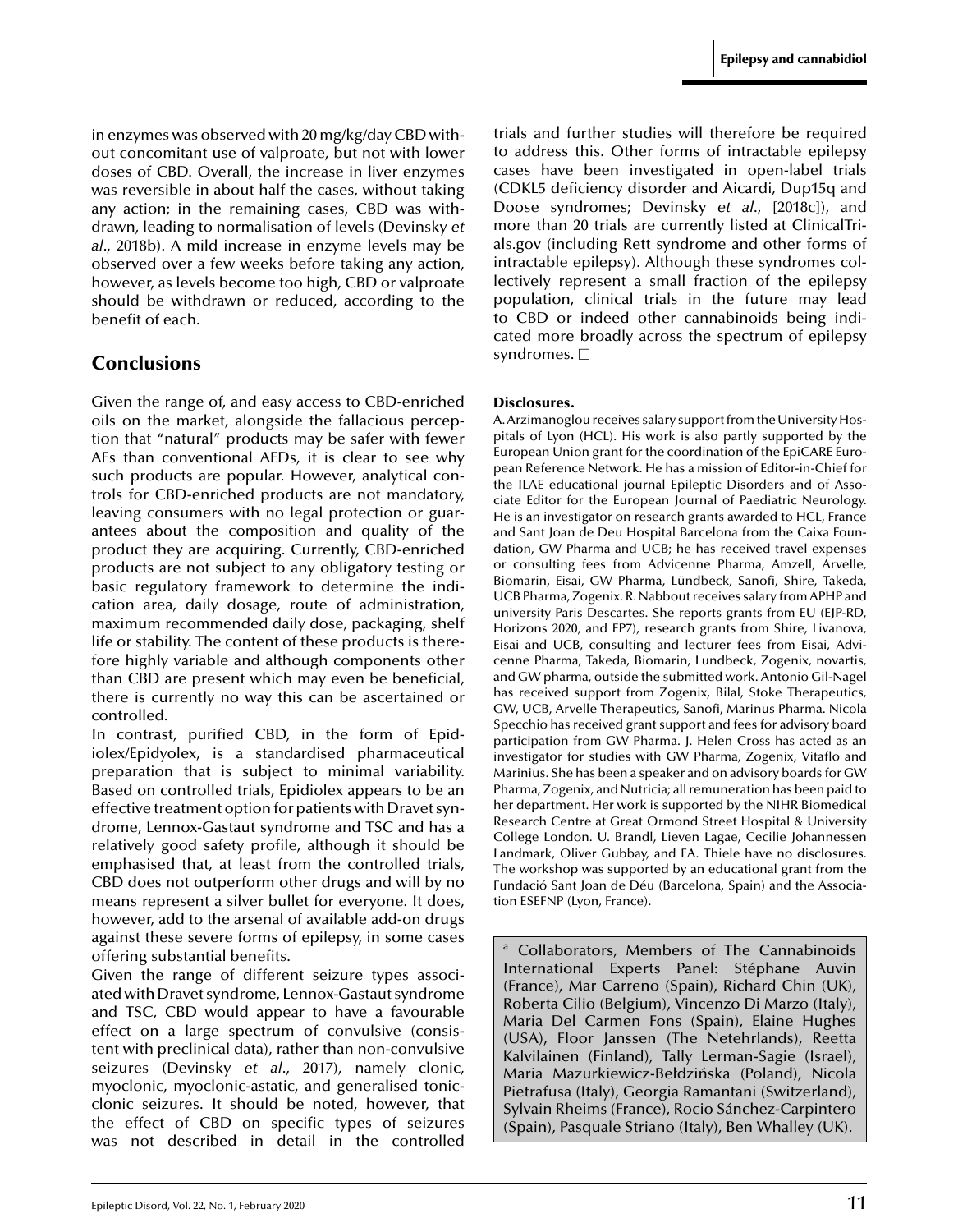in enzymes was observed with 20 mg/kg/day CBD without concomitant use of valproate, but not with lower doses of CBD. Overall, the increase in liver enzymes was reversible in about half the cases, without taking any action; in the remaining cases, CBD was withdrawn, leading to normalisation of levels (Devinsky *et al*., 2018b). A mild increase in enzyme levels may be observed over a few weeks before taking any action, however, as levels become too high, CBD or valproate should be withdrawn or reduced, according to the benefit of each.

## Conclusions

Given the range of, and easy access to CBD-enriched oils on the market, alongside the fallacious perception that "natural" products may be safer with fewer AEs than conventional AEDs, it is clear to see why such products are popular. However, analytical controls for CBD-enriched products are not mandatory, leaving consumers with no legal protection or guarantees about the composition and quality of the product they are acquiring. Currently, CBD-enriched products are not subject to any obligatory testing or basic regulatory framework to determine the indication area, daily dosage, route of administration, maximum recommended daily dose, packaging, shelf life or stability. The content of these products is therefore highly variable and although components other than CBD are present which may even be beneficial, there is currently no way this can be ascertained or controlled.

In contrast, purified CBD, in the form of Epidiolex/Epidyolex, is a standardised pharmaceutical preparation that is subject to minimal variability. Based on controlled trials, Epidiolex appears to be an effective treatment option for patients with Dravet syndrome, Lennox-Gastaut syndrome and TSC and has a relatively good safety profile, although it should be emphasised that, at least from the controlled trials, CBD does not outperform other drugs and will by no means represent a silver bullet for everyone. It does, however, add to the arsenal of available add-on drugs against these severe forms of epilepsy, in some cases offering substantial benefits.

Given the range of different seizure types associated with Dravet syndrome, Lennox-Gastaut syndrome and TSC, CBD would appear to have a favourable effect on a large spectrum of convulsive (consistent with preclinical data), rather than non-convulsive seizures (Devinsky *et al*., 2017), namely clonic, myoclonic, myoclonic-astatic, and generalised tonic-clonic seizures. It should be noted, however, that the effect of CBD on specific types of seizures was not described in detail in the controlled trials and further studies will therefore be required to address this. Other forms of intractable epilepsy cases have been investigated in open-label trials (CDKL5 deficiency disorder and Aicardi, Dup15q and Doose syndromes; Devinsky *et al*., [2018c]), and more than 20 trials are currently listed at ClinicalTrials.gov (including Rett syndrome and other forms of intractable epilepsy). Although these syndromes collectively represent a small fraction of the epilepsy population, clinical trials in the future may lead to CBD or indeed other cannabinoids being indicated more broadly across the spectrum of epilepsy syndromes. □

**Disclosures.**

A. Arzimanoglou receives salary support from the University Hospitals of Lyon (HCL). His work is also partly supported by the European Union grant for the coordination of the EpiCARE European Reference Network. He has a mission of Editor-in-Chief for the ILAE educational journal Epileptic Disorders and of Associate Editor for the European Journal of Paediatric Neurology. He is an investigator on research grants awarded to HCL, France and Sant Joan de Deu Hospital Barcelona from the Caixa Foundation, GW Pharma and UCB; he has received travel expenses or consulting fees from Advicenne Pharma, Amzell, Arvelle, Biomarin, Eisai, GW Pharma, Lündbeck, Sanofi, Shire, Takeda, UCB Pharma, Zogenix. R. Nabbout receives salary from APHP and university Paris Descartes. She reports grants from EU (EJP-RD, Horizons 2020, and FP7), research grants from Shire, Livanova, Eisai and UCB, consulting and lecturer fees from Eisai, Advicenne Pharma, Takeda, Biomarin, Lundbeck, Zogenix, novartis, and GW pharma, outside the submitted work. Antonio Gil-Nagel has received support from Zogenix, Bilal, Stoke Therapeutics, GW, UCB, Arvelle Therapeutics, Sanofi, Marinus Pharma. Nicola Specchio has received grant support and fees for advisory board participation from GW Pharma. J. Helen Cross has acted as an investigator for studies with GW Pharma, Zogenix, Vitaflo and Marinius. She has been a speaker and on advisory boards for GW Pharma, Zogenix, and Nutricia; all remuneration has been paid to her department. Her work is supported by the NIHR Biomedical Research Centre at Great Ormond Street Hospital & University College London. U. Brandl, Lieven Lagae, Cecilie Johannessen Landmark, Oliver Gubbay, and EA. Thiele have no disclosures. The workshop was supported by an educational grant from the Fundació Sant Joan de Déu (Barcelona, Spain) and the Association ESEFNP (Lyon, France).

[a] Collaborators, Members of The Cannabinoids International Experts Panel: Stéphane Auvin (France), Mar Carreno (Spain), Richard Chin (UK), Roberta Cilio (Belgium), Vincenzo Di Marzo (Italy), Maria Del Carmen Fons (Spain), Elaine Hughes (USA), Floor Janssen (The Netehrlands), Reetta Kalvilainen (Finland), Tally Lerman-Sagie (Israel), Maria Mazurkiewicz-Bełdzińska (Poland), Nicola Pietrafusa (Italy), Georgia Ramantani (Switzerland), Sylvain Rheims (France), Rocio Sánchez-Carpintero (Spain), Pasquale Striano (Italy), Ben Whalley (UK).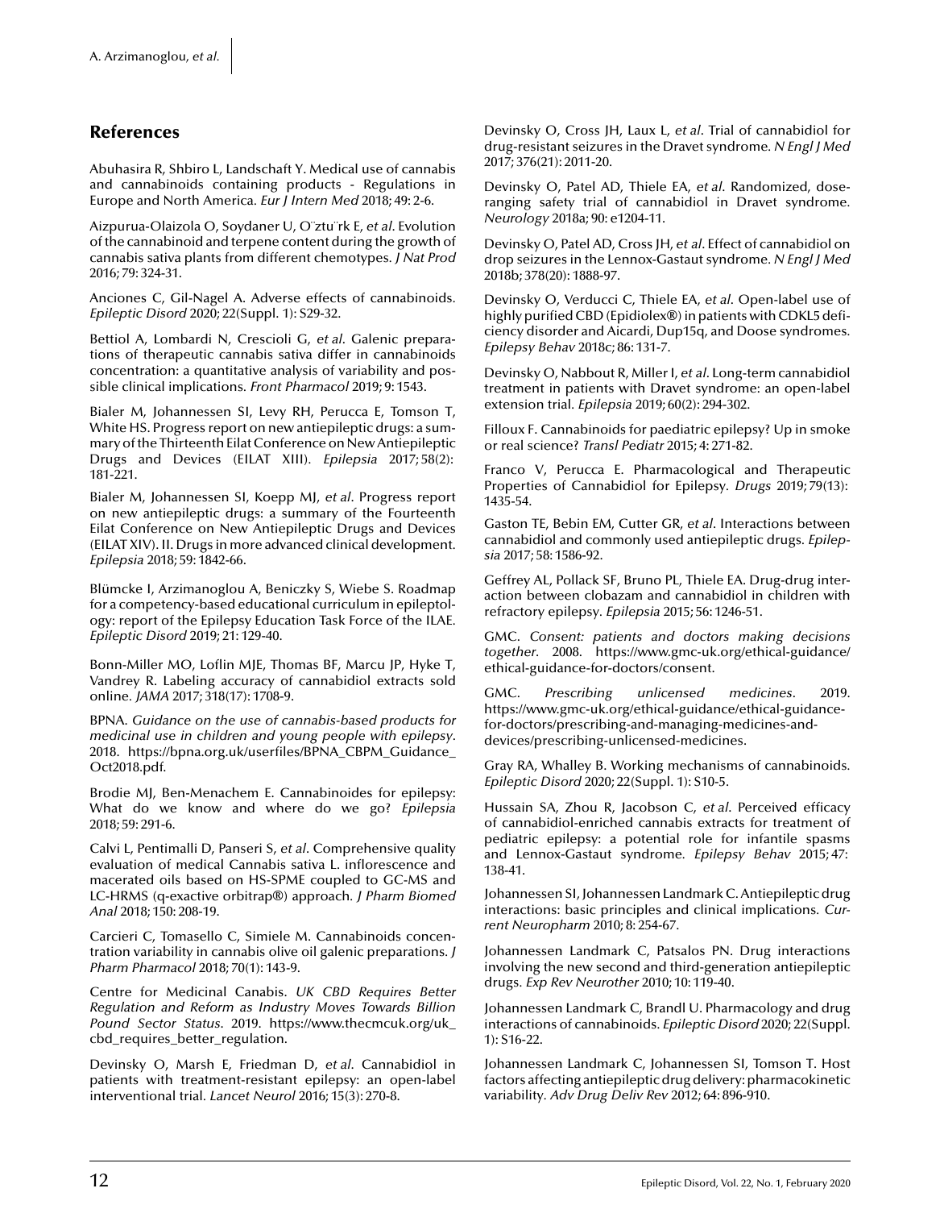## References

Abuhasira R, Shbiro L, Landschaft Y. Medical use of cannabis and cannabinoids containing products - Regulations in Europe and North America. *Eur J Intern Med* 2018; 49: 2-6.

Aizpurua-Olaizola O, Soydaner U, O¨ztu¨rk E, *et al*. Evolution of the cannabinoid and terpene content during the growth of cannabis sativa plants from different chemotypes. *J Nat Prod* 2016; 79: 324-31.

Anciones C, Gil-Nagel A. Adverse effects of cannabinoids. *Epileptic Disord* 2020; 22(Suppl. 1): S29-32.

Bettiol A, Lombardi N, Crescioli G, *et al*. Galenic preparations of therapeutic cannabis sativa differ in cannabinoids concentration: a quantitative analysis of variability and possible clinical implications. *Front Pharmacol* 2019; 9: 1543.

Bialer M, Johannessen SI, Levy RH, Perucca E, Tomson T, White HS. Progress report on new antiepileptic drugs: a summary of the Thirteenth Eilat Conference on New Antiepileptic Drugs and Devices (EILAT XIII). *Epilepsia* 2017; 58(2): 181-221.

Bialer M, Johannessen SI, Koepp MJ, *et al*. Progress report on new antiepileptic drugs: a summary of the Fourteenth Eilat Conference on New Antiepileptic Drugs and Devices (EILAT XIV). II. Drugs in more advanced clinical development. *Epilepsia* 2018; 59: 1842-66.

Blümcke I, Arzimanoglou A, Beniczky S, Wiebe S. Roadmap for a competency-based educational curriculum in epileptology: report of the Epilepsy Education Task Force of the ILAE. *Epileptic Disord* 2019; 21: 129-40.

Bonn-Miller MO, Loflin MJE, Thomas BF, Marcu JP, Hyke T, Vandrey R. Labeling accuracy of cannabidiol extracts sold online. *JAMA* 2017; 318(17): 1708-9.

BPNA. *Guidance on the use of cannabis-based products for medicinal use in children and young people with epilepsy*. 2018. https://bpna.org.uk/userfiles/BPNA_CBPM_Guidance_Oct2018.pdf.

Brodie MJ, Ben-Menachem E. Cannabinoides for epilepsy: What do we know and where do we go? *Epilepsia* 2018; 59: 291-6.

Calvi L, Pentimalli D, Panseri S, *et al*. Comprehensive quality evaluation of medical Cannabis sativa L. inflorescence and macerated oils based on HS-SPME coupled to GC-MS and LC-HRMS (q-exactive orbitrap®) approach. *J Pharm Biomed Anal* 2018; 150: 208-19.

Carcieri C, Tomasello C, Simiele M. Cannabinoids concentration variability in cannabis olive oil galenic preparations. *J Pharm Pharmacol* 2018; 70(1): 143-9.

Centre for Medicinal Canabis. *UK CBD Requires Better Regulation and Reform as Industry Moves Towards Billion Pound Sector Status*. 2019. https://www.thecmcuk.org/uk_cbd_requires_better_regulation.

Devinsky O, Marsh E, Friedman D, *et al*. Cannabidiol in patients with treatment-resistant epilepsy: an open-label interventional trial. *Lancet Neurol* 2016; 15(3): 270-8.

Devinsky O, Cross JH, Laux L, *et al*. Trial of cannabidiol for drug-resistant seizures in the Dravet syndrome. *N Engl J Med* 2017; 376(21): 2011-20.

Devinsky O, Patel AD, Thiele EA, *et al*. Randomized, dose-ranging safety trial of cannabidiol in Dravet syndrome. *Neurology* 2018a; 90: e1204-11.

Devinsky O, Patel AD, Cross JH, *et al*. Effect of cannabidiol on drop seizures in the Lennox-Gastaut syndrome. *N Engl J Med* 2018b; 378(20): 1888-97.

Devinsky O, Verducci C, Thiele EA, *et al*. Open-label use of highly purified CBD (Epidiolex®) in patients with CDKL5 deficiency disorder and Aicardi, Dup15q, and Doose syndromes. *Epilepsy Behav* 2018c; 86: 131-7.

Devinsky O, Nabbout R, Miller I, *et al*. Long-term cannabidiol treatment in patients with Dravet syndrome: an open-label extension trial. *Epilepsia* 2019; 60(2): 294-302.

Filloux F. Cannabinoids for paediatric epilepsy? Up in smoke or real science? *Transl Pediatr* 2015; 4: 271-82.

Franco V, Perucca E. Pharmacological and Therapeutic Properties of Cannabidiol for Epilepsy. *Drugs* 2019; 79(13): 1435-54.

Gaston TE, Bebin EM, Cutter GR, *et al*. Interactions between cannabidiol and commonly used antiepileptic drugs. *Epilepsia* 2017; 58: 1586-92.

Geffrey AL, Pollack SF, Bruno PL, Thiele EA. Drug-drug interaction between clobazam and cannabidiol in children with refractory epilepsy. *Epilepsia* 2015; 56: 1246-51.

GMC. *Consent: patients and doctors making decisions together*. 2008. https://www.gmc-uk.org/ethical-guidance/ethical-guidance-for-doctors/consent.

GMC. *Prescribing unlicensed medicines*. 2019. https://www.gmc-uk.org/ethical-guidance/ethical-guidance-for-doctors/prescribing-and-managing-medicines-and-devices/prescribing-unlicensed-medicines.

Gray RA, Whalley B. Working mechanisms of cannabinoids. *Epileptic Disord* 2020; 22(Suppl. 1): S10-5.

Hussain SA, Zhou R, Jacobson C, *et al*. Perceived efficacy of cannabidiol-enriched cannabis extracts for treatment of pediatric epilepsy: a potential role for infantile spasms and Lennox-Gastaut syndrome. *Epilepsy Behav* 2015; 47: 138-41.

Johannessen SI, Johannessen Landmark C. Antiepileptic drug interactions: basic principles and clinical implications. *Current Neuropharm* 2010; 8: 254-67.

Johannessen Landmark C, Patsalos PN. Drug interactions involving the new second and third-generation antiepileptic drugs. *Exp Rev Neurother* 2010; 10: 119-40.

Johannessen Landmark C, Brandl U. Pharmacology and drug interactions of cannabinoids. *Epileptic Disord* 2020; 22(Suppl. 1): S16-22.

Johannessen Landmark C, Johannessen SI, Tomson T. Host factors affecting antiepileptic drug delivery: pharmacokinetic variability. *Adv Drug Deliv Rev* 2012; 64: 896-910.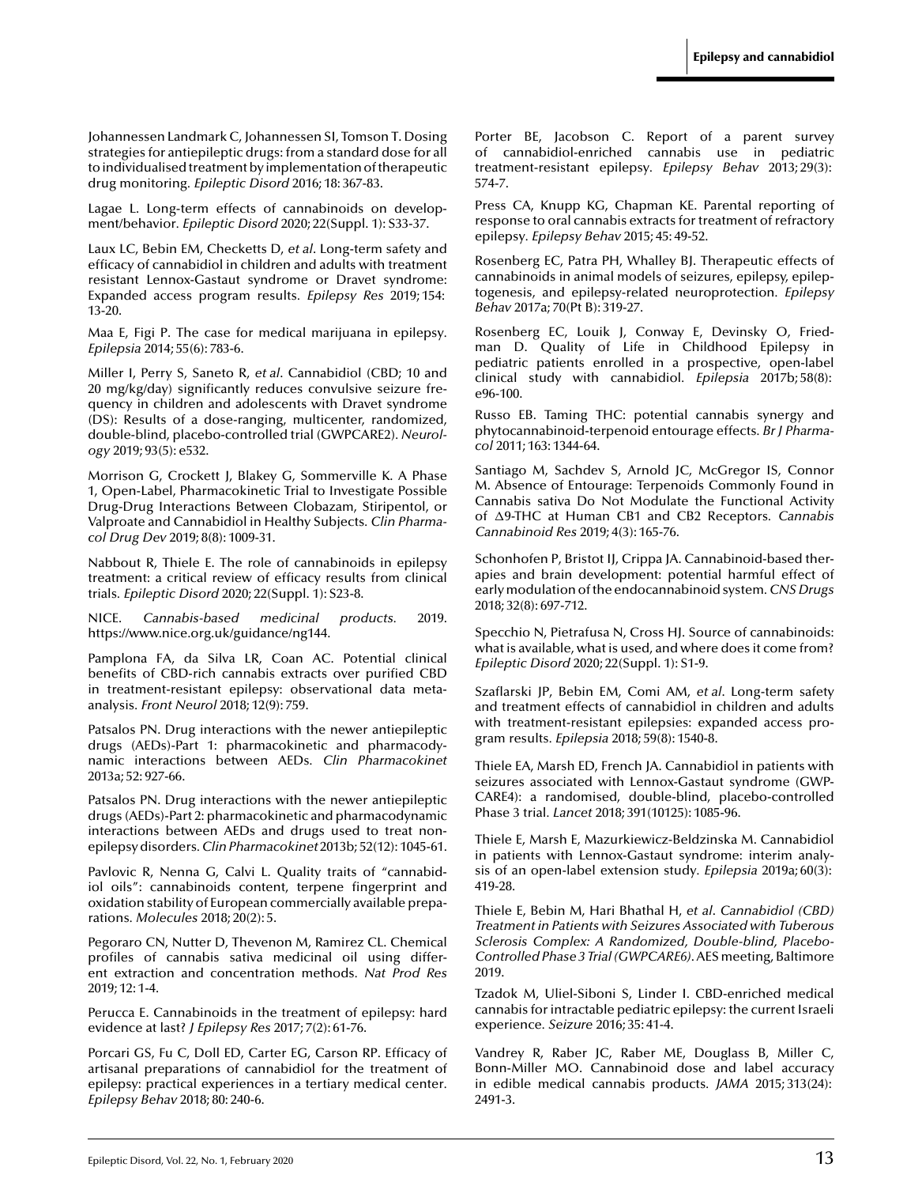Johannessen Landmark C, Johannessen SI, Tomson T. Dosing strategies for antiepileptic drugs: from a standard dose for all to individualised treatment by implementation of therapeutic drug monitoring. *Epileptic Disord* 2016; 18: 367-83.

Lagae L. Long-term effects of cannabinoids on development/behavior. *Epileptic Disord* 2020; 22(Suppl. 1): S33-37.

Laux LC, Bebin EM, Checketts D, *et al*. Long-term safety and efficacy of cannabidiol in children and adults with treatment resistant Lennox-Gastaut syndrome or Dravet syndrome: Expanded access program results. *Epilepsy Res* 2019; 154: 13-20.

Maa E, Figi P. The case for medical marijuana in epilepsy. *Epilepsia* 2014; 55(6): 783-6.

Miller I, Perry S, Saneto R, *et al*. Cannabidiol (CBD; 10 and 20 mg/kg/day) significantly reduces convulsive seizure frequency in children and adolescents with Dravet syndrome (DS): Results of a dose-ranging, multicenter, randomized, double-blind, placebo-controlled trial (GWPCARE2). *Neurology* 2019; 93(5): e532.

Morrison G, Crockett J, Blakey G, Sommerville K. A Phase 1, Open-Label, Pharmacokinetic Trial to Investigate Possible Drug-Drug Interactions Between Clobazam, Stiripentol, or Valproate and Cannabidiol in Healthy Subjects. *Clin Pharmacol Drug Dev* 2019; 8(8): 1009-31.

Nabbout R, Thiele E. The role of cannabinoids in epilepsy treatment: a critical review of efficacy results from clinical trials. *Epileptic Disord* 2020; 22(Suppl. 1): S23-8.

NICE. *Cannabis-based medicinal products.* 2019. https://www.nice.org.uk/guidance/ng144.

Pamplona FA, da Silva LR, Coan AC. Potential clinical benefits of CBD-rich cannabis extracts over purified CBD in treatment-resistant epilepsy: observational data meta-analysis. *Front Neurol* 2018; 12(9): 759.

Patsalos PN. Drug interactions with the newer antiepileptic drugs (AEDs)-Part 1: pharmacokinetic and pharmacodynamic interactions between AEDs. *Clin Pharmacokinet* 2013a; 52: 927-66.

Patsalos PN. Drug interactions with the newer antiepileptic drugs (AEDs)-Part 2: pharmacokinetic and pharmacodynamic interactions between AEDs and drugs used to treat non-epilepsy disorders. *Clin Pharmacokinet* 2013b; 52(12): 1045-61.

Pavlovic R, Nenna G, Calvi L. Quality traits of "cannabidiol oils": cannabinoids content, terpene fingerprint and oxidation stability of European commercially available preparations. *Molecules* 2018; 20(2): 5.

Pegoraro CN, Nutter D, Thevenon M, Ramirez CL. Chemical profiles of cannabis sativa medicinal oil using different extraction and concentration methods. *Nat Prod Res* 2019; 12: 1-4.

Perucca E. Cannabinoids in the treatment of epilepsy: hard evidence at last? *J Epilepsy Res* 2017; 7(2): 61-76.

Porcari GS, Fu C, Doll ED, Carter EG, Carson RP. Efficacy of artisanal preparations of cannabidiol for the treatment of epilepsy: practical experiences in a tertiary medical center. *Epilepsy Behav* 2018; 80: 240-6.

Porter BE, Jacobson C. Report of a parent survey of cannabidiol-enriched cannabis use in pediatric treatment-resistant epilepsy. *Epilepsy Behav* 2013; 29(3): 574-7.

Press CA, Knupp KG, Chapman KE. Parental reporting of response to oral cannabis extracts for treatment of refractory epilepsy. *Epilepsy Behav* 2015; 45: 49-52.

Rosenberg EC, Patra PH, Whalley BJ. Therapeutic effects of cannabinoids in animal models of seizures, epilepsy, epileptogenesis, and epilepsy-related neuroprotection. *Epilepsy Behav* 2017a; 70(Pt B): 319-27.

Rosenberg EC, Louik J, Conway E, Devinsky O, Friedman D. Quality of Life in Childhood Epilepsy in pediatric patients enrolled in a prospective, open-label clinical study with cannabidiol. *Epilepsia* 2017b; 58(8): e96-100.

Russo EB. Taming THC: potential cannabis synergy and phytocannabinoid-terpenoid entourage effects. *Br J Pharmacol* 2011; 163: 1344-64.

Santiago M, Sachdev S, Arnold JC, McGregor IS, Connor M. Absence of Entourage: Terpenoids Commonly Found in Cannabis sativa Do Not Modulate the Functional Activity of Δ9-THC at Human CB1 and CB2 Receptors. *Cannabis Cannabinoid Res* 2019; 4(3): 165-76.

Schonhofen P, Bristot IJ, Crippa JA. Cannabinoid-based therapies and brain development: potential harmful effect of early modulation of the endocannabinoid system. *CNS Drugs* 2018; 32(8): 697-712.

Specchio N, Pietrafusa N, Cross HJ. Source of cannabinoids: what is available, what is used, and where does it come from? *Epileptic Disord* 2020; 22(Suppl. 1): S1-9.

Szaflarski JP, Bebin EM, Comi AM, *et al*. Long-term safety and treatment effects of cannabidiol in children and adults with treatment-resistant epilepsies: expanded access program results. *Epilepsia* 2018; 59(8): 1540-8.

Thiele EA, Marsh ED, French JA. Cannabidiol in patients with seizures associated with Lennox-Gastaut syndrome (GWPCARE4): a randomised, double-blind, placebo-controlled Phase 3 trial. *Lancet* 2018; 391(10125): 1085-96.

Thiele E, Marsh E, Mazurkiewicz-Beldzinska M. Cannabidiol in patients with Lennox-Gastaut syndrome: interim analysis of an open-label extension study. *Epilepsia* 2019a; 60(3): 419-28.

Thiele E, Bebin M, Hari Bhathal H, *et al*. *Cannabidiol (CBD) Treatment in Patients with Seizures Associated with Tuberous Sclerosis Complex: A Randomized, Double-blind, Placebo-Controlled Phase 3 Trial (GWPCARE6)*. AES meeting, Baltimore 2019.

Tzadok M, Uliel-Siboni S, Linder I. CBD-enriched medical cannabis for intractable pediatric epilepsy: the current Israeli experience. *Seizure* 2016; 35: 41-4.

Vandrey R, Raber JC, Raber ME, Douglass B, Miller C, Bonn-Miller MO. Cannabinoid dose and label accuracy in edible medical cannabis products. *JAMA* 2015; 313(24): 2491-3.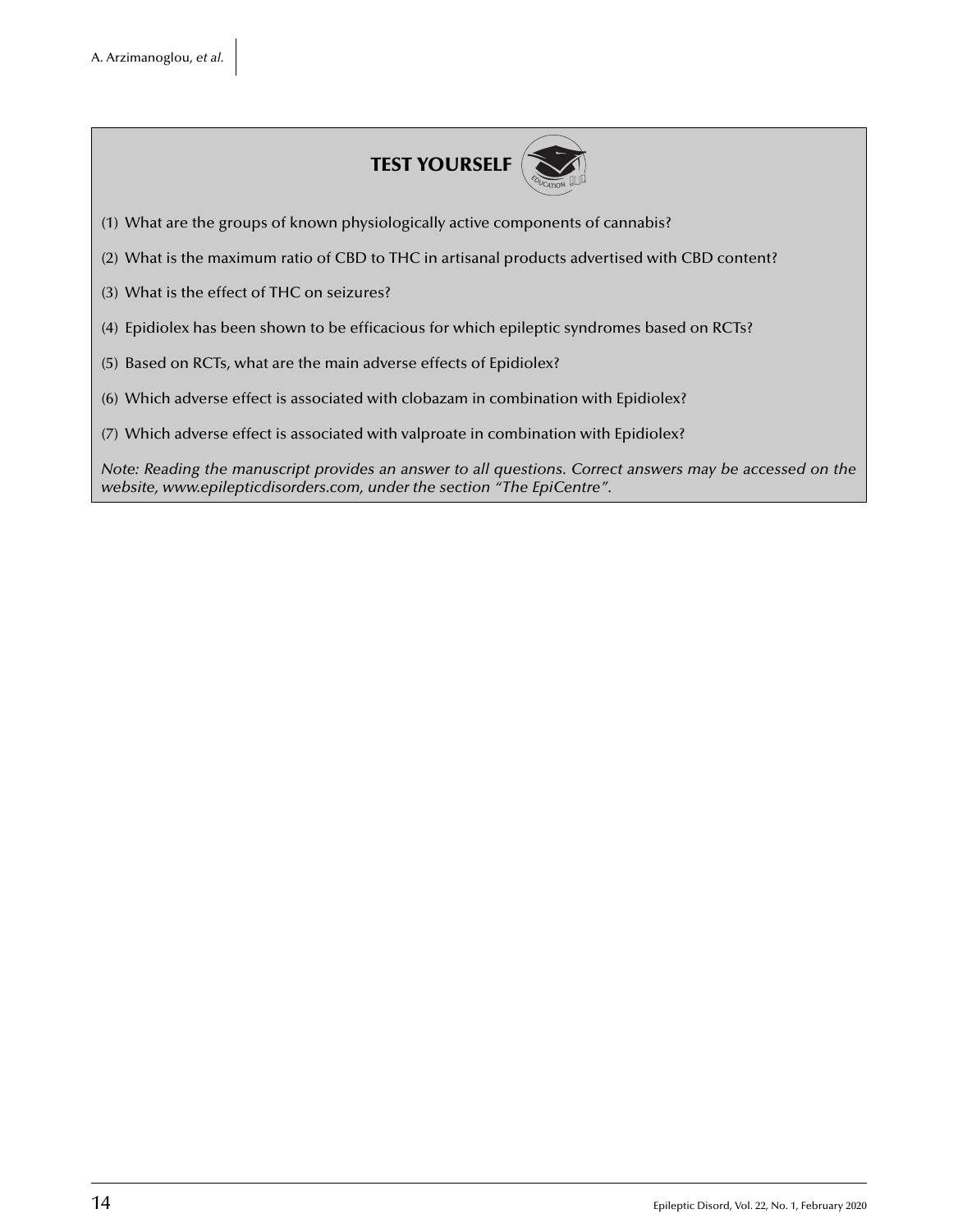## TEST YOURSELF

(1) What are the groups of known physiologically active components of cannabis?

(2) What is the maximum ratio of CBD to THC in artisanal products advertised with CBD content?

(3) What is the effect of THC on seizures?

(4) Epidiolex has been shown to be efficacious for which epileptic syndromes based on RCTs?

(5) Based on RCTs, what are the main adverse effects of Epidiolex?

(6) Which adverse effect is associated with clobazam in combination with Epidiolex?

(7) Which adverse effect is associated with valproate in combination with Epidiolex?

*Note: Reading the manuscript provides an answer to all questions. Correct answers may be accessed on the website, www.epilepticdisorders.com, under the section "The EpiCentre".*